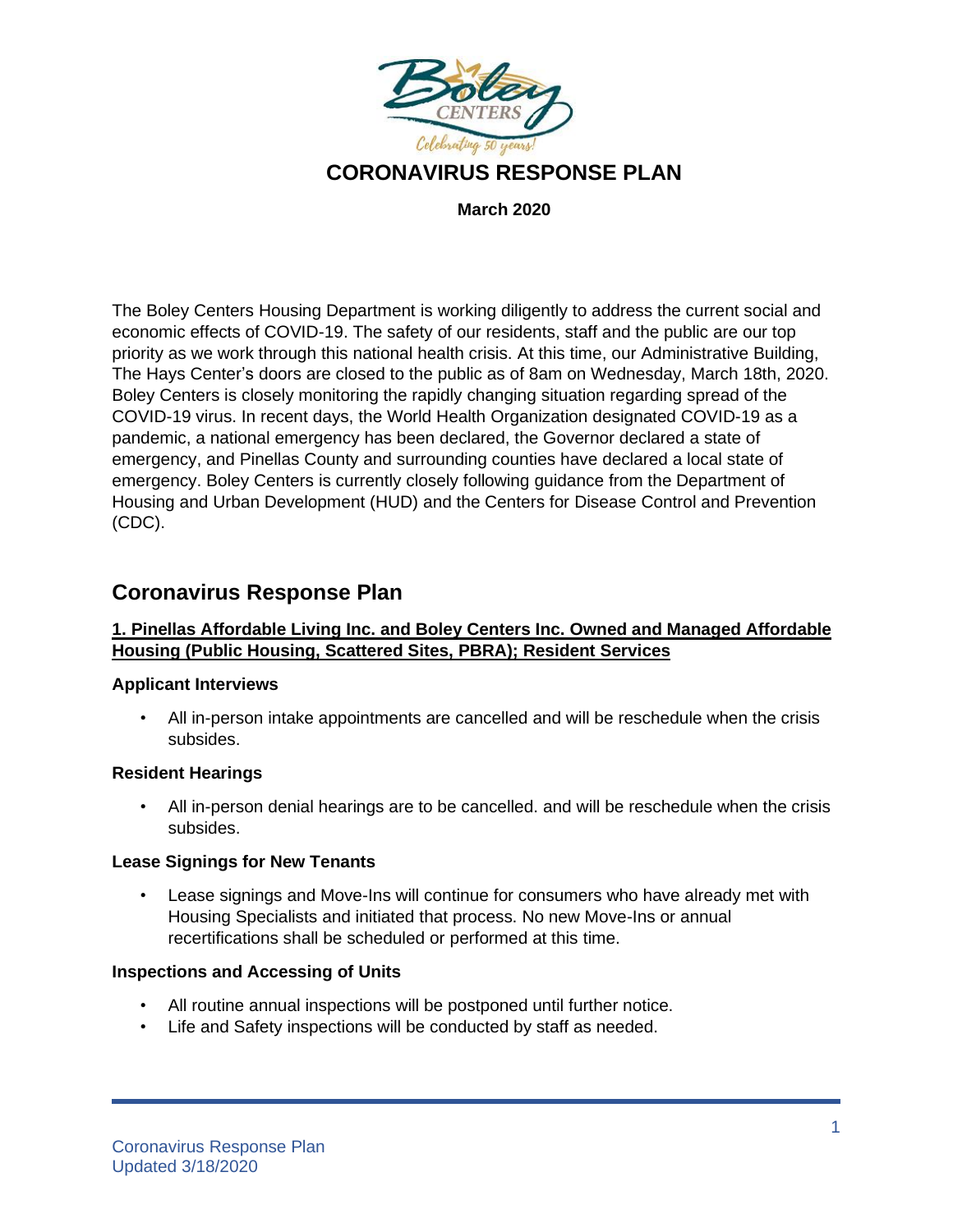# CORONAVIRUS RESPONSE PLAN

**March 2020**

The Boley Centers Housing Department is working diligently to address the current social and economic effects of COVID-19. The safety of our residents, staff and the public are our top priority as we work through this national health crisis. At this time, our Administrative Building, The Hays Center's doors are closed to the public as of 8am on Wednesday, March 18th, 2020. Boley Centers is closely monitoring the rapidly changing situation regarding spread of the COVID-19 virus. In recent days, the World Health Organization designated COVID-19 as a pandemic, a national emergency has been declared, the Governor declared a state of emergency, and Pinellas County and surrounding counties have declared a local state of emergency. Boley Centers is currently closely following guidance from the Department of Housing and Urban Development (HUD) and the Centers for Disease Control and Prevention (CDC).

## Coronavirus Response Plan

### 1. Pinellas Affordable Living Inc. and Boley Centers Inc. Owned and Managed Affordable Housing (Public Housing, Scattered Sites, PBRA); Resident Services

**Applicant Interviews**

- All in-person intake appointments are cancelled and will be reschedule when the crisis subsides.

**Resident Hearings**

- All in-person denial hearings are to be cancelled. and will be reschedule when the crisis subsides.

**Lease Signings for New Tenants**

- Lease signings and Move-Ins will continue for consumers who have already met with Housing Specialists and initiated that process. No new Move-Ins or annual recertifications shall be scheduled or performed at this time.

**Inspections and Accessing of Units**

- All routine annual inspections will be postponed until further notice.
- Life and Safety inspections will be conducted by staff as needed.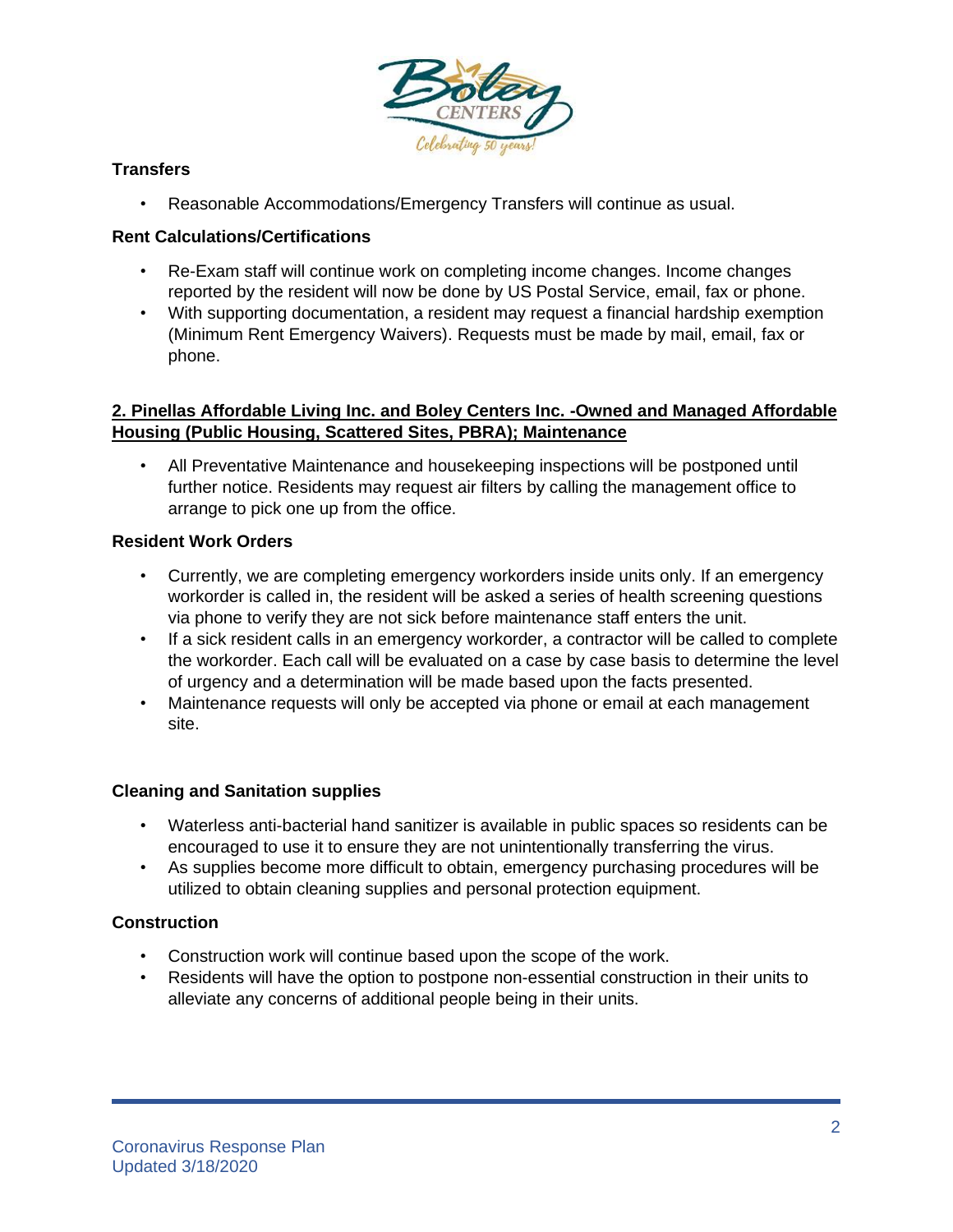### Transfers

- Reasonable Accommodations/Emergency Transfers will continue as usual.

### Rent Calculations/Certifications

- Re-Exam staff will continue work on completing income changes. Income changes reported by the resident will now be done by US Postal Service, email, fax or phone.
- With supporting documentation, a resident may request a financial hardship exemption (Minimum Rent Emergency Waivers). Requests must be made by mail, email, fax or phone.

## 2. Pinellas Affordable Living Inc. and Boley Centers Inc. -Owned and Managed Affordable Housing (Public Housing, Scattered Sites, PBRA); Maintenance

- All Preventative Maintenance and housekeeping inspections will be postponed until further notice. Residents may request air filters by calling the management office to arrange to pick one up from the office.

### Resident Work Orders

- Currently, we are completing emergency workorders inside units only. If an emergency workorder is called in, the resident will be asked a series of health screening questions via phone to verify they are not sick before maintenance staff enters the unit.
- If a sick resident calls in an emergency workorder, a contractor will be called to complete the workorder. Each call will be evaluated on a case by case basis to determine the level of urgency and a determination will be made based upon the facts presented.
- Maintenance requests will only be accepted via phone or email at each management site.

### Cleaning and Sanitation supplies

- Waterless anti-bacterial hand sanitizer is available in public spaces so residents can be encouraged to use it to ensure they are not unintentionally transferring the virus.
- As supplies become more difficult to obtain, emergency purchasing procedures will be utilized to obtain cleaning supplies and personal protection equipment.

### Construction

- Construction work will continue based upon the scope of the work.
- Residents will have the option to postpone non-essential construction in their units to alleviate any concerns of additional people being in their units.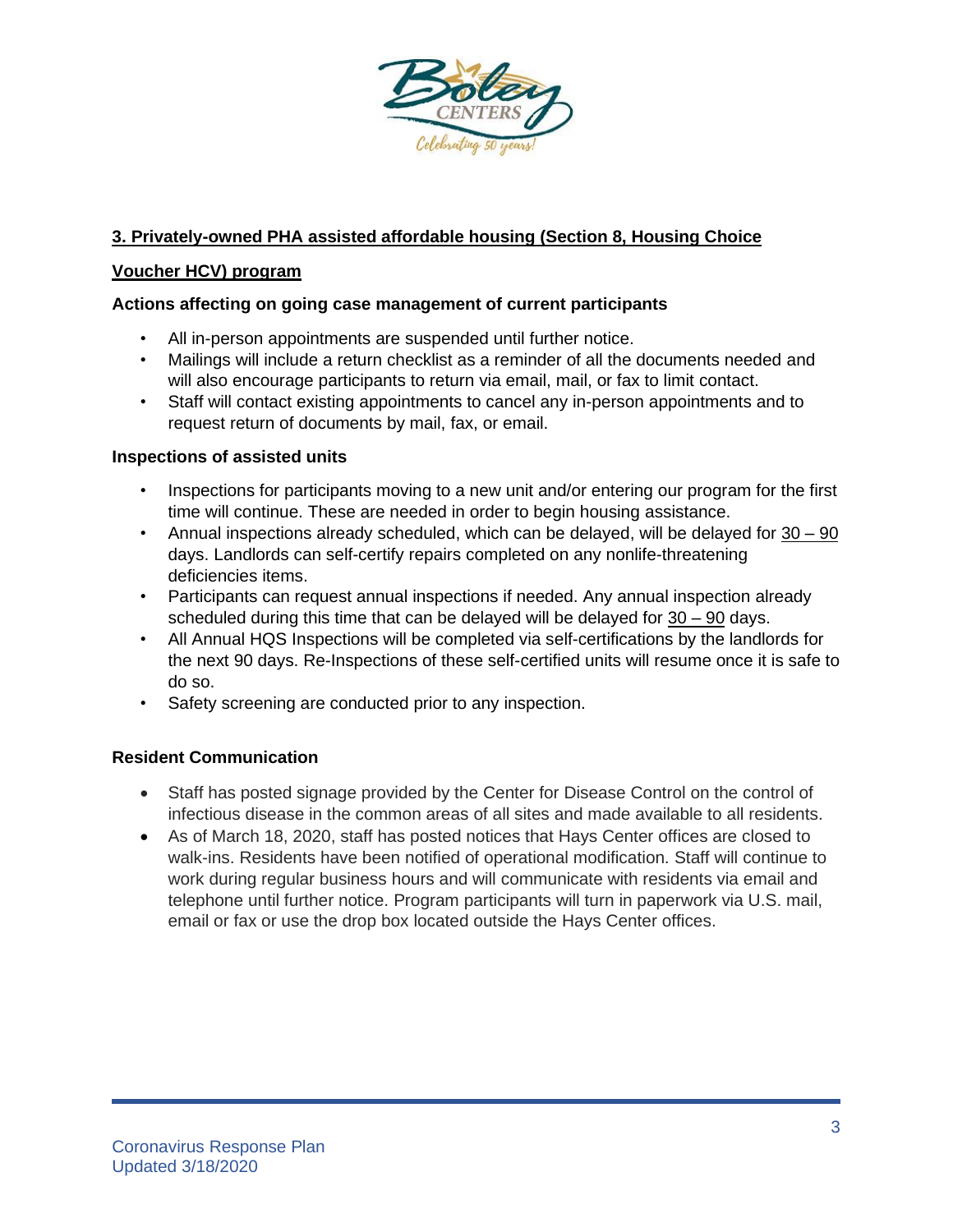## 3. Privately-owned PHA assisted affordable housing (Section 8, Housing Choice Voucher HCV) program

### Actions affecting on going case management of current participants

- All in-person appointments are suspended until further notice.
- Mailings will include a return checklist as a reminder of all the documents needed and will also encourage participants to return via email, mail, or fax to limit contact.
- Staff will contact existing appointments to cancel any in-person appointments and to request return of documents by mail, fax, or email.

### Inspections of assisted units

- Inspections for participants moving to a new unit and/or entering our program for the first time will continue. These are needed in order to begin housing assistance.
- Annual inspections already scheduled, which can be delayed, will be delayed for 30 – 90 days. Landlords can self-certify repairs completed on any nonlife-threatening deficiencies items.
- Participants can request annual inspections if needed. Any annual inspection already scheduled during this time that can be delayed will be delayed for 30 – 90 days.
- All Annual HQS Inspections will be completed via self-certifications by the landlords for the next 90 days. Re-Inspections of these self-certified units will resume once it is safe to do so.
- Safety screening are conducted prior to any inspection.

### Resident Communication

- Staff has posted signage provided by the Center for Disease Control on the control of infectious disease in the common areas of all sites and made available to all residents.
- As of March 18, 2020, staff has posted notices that Hays Center offices are closed to walk-ins. Residents have been notified of operational modification. Staff will continue to work during regular business hours and will communicate with residents via email and telephone until further notice. Program participants will turn in paperwork via U.S. mail, email or fax or use the drop box located outside the Hays Center offices.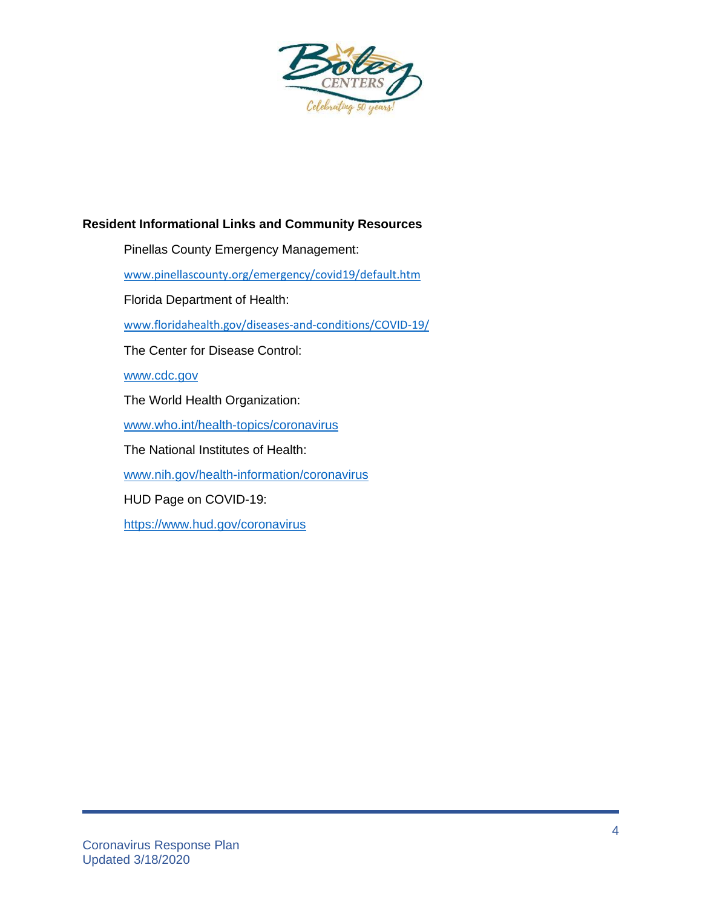**Resident Informational Links and Community Resources**

Pinellas County Emergency Management:

www.pinellascounty.org/emergency/covid19/default.htm

Florida Department of Health:

www.floridahealth.gov/diseases-and-conditions/COVID-19/

The Center for Disease Control:

www.cdc.gov

The World Health Organization:

www.who.int/health-topics/coronavirus

The National Institutes of Health:

www.nih.gov/health-information/coronavirus

HUD Page on COVID-19:

https://www.hud.gov/coronavirus